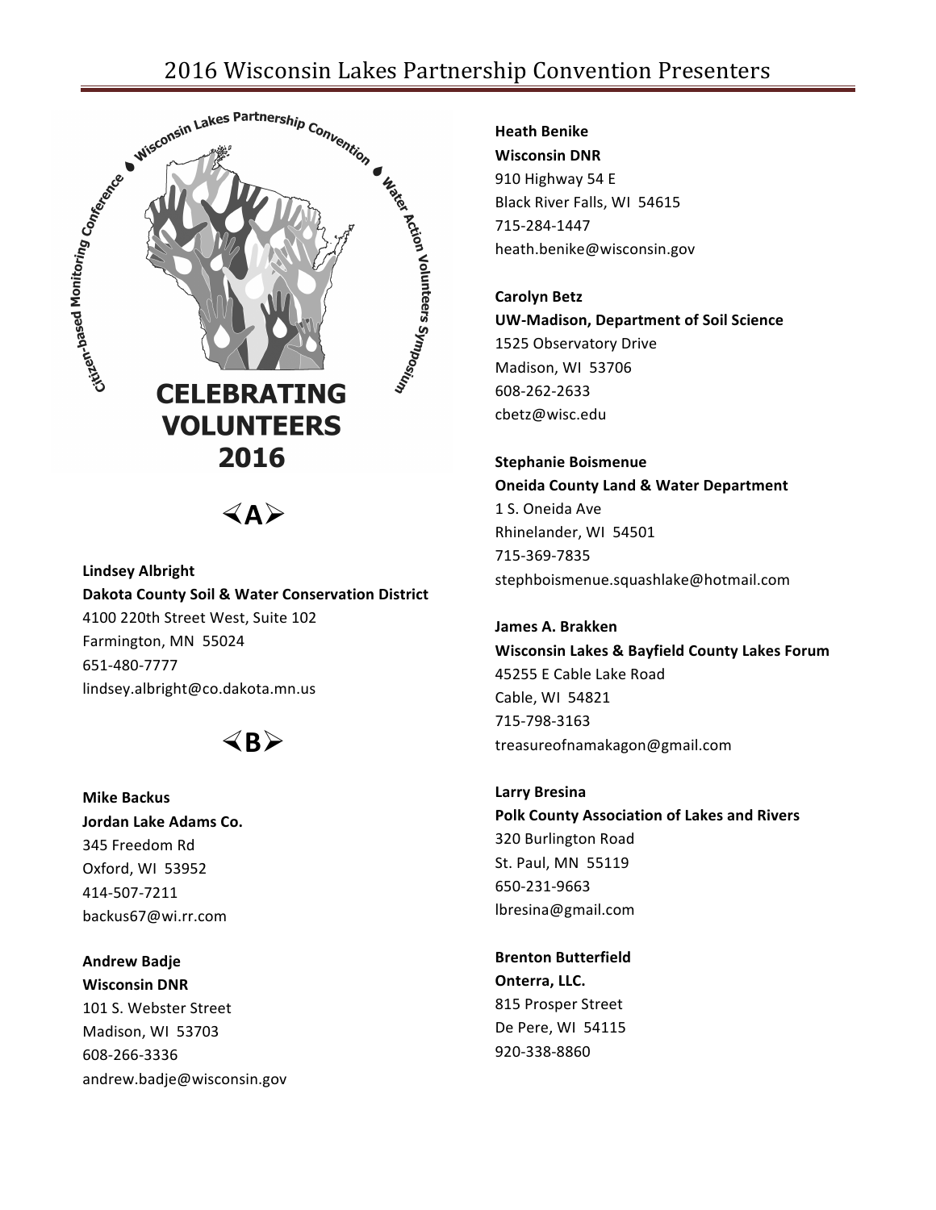# 2016 Wisconsin Lakes Partnership Convention Presenters

Wisconsin Lakes Partnership Convention • Water Action Volunteers Symposium • Citizen-based Monitoring Conference

**CELEBRATING VOLUNTEERS 2016**

## ≺A≻

**Lindsey Albright**
**Dakota County Soil & Water Conservation District**
4100 220th Street West, Suite 102
Farmington, MN 55024
651-480-7777
lindsey.albright@co.dakota.mn.us

## ≺B≻

**Mike Backus**
**Jordan Lake Adams Co.**
345 Freedom Rd
Oxford, WI 53952
414-507-7211
backus67@wi.rr.com

**Andrew Badje**
**Wisconsin DNR**
101 S. Webster Street
Madison, WI 53703
608-266-3336
andrew.badje@wisconsin.gov

**Heath Benike**
**Wisconsin DNR**
910 Highway 54 E
Black River Falls, WI 54615
715-284-1447
heath.benike@wisconsin.gov

**Carolyn Betz**
**UW-Madison, Department of Soil Science**
1525 Observatory Drive
Madison, WI 53706
608-262-2633
cbetz@wisc.edu

**Stephanie Boismenue**
**Oneida County Land & Water Department**
1 S. Oneida Ave
Rhinelander, WI 54501
715-369-7835
stephboismenue.squashlake@hotmail.com

**James A. Brakken**
**Wisconsin Lakes & Bayfield County Lakes Forum**
45255 E Cable Lake Road
Cable, WI 54821
715-798-3163
treasureofnamakagon@gmail.com

**Larry Bresina**
**Polk County Association of Lakes and Rivers**
320 Burlington Road
St. Paul, MN 55119
650-231-9663
lbresina@gmail.com

**Brenton Butterfield**
**Onterra, LLC.**
815 Prosper Street
De Pere, WI 54115
920-338-8860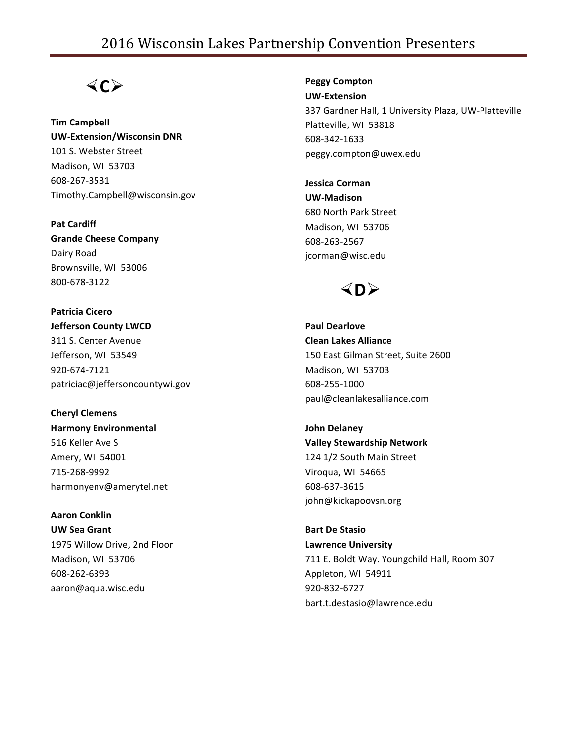## ⮜C⮞

**Tim Campbell**
**UW-Extension/Wisconsin DNR**
101 S. Webster Street
Madison, WI 53703
608-267-3531
Timothy.Campbell@wisconsin.gov

**Pat Cardiff**
**Grande Cheese Company**
Dairy Road
Brownsville, WI 53006
800-678-3122

**Patricia Cicero**
**Jefferson County LWCD**
311 S. Center Avenue
Jefferson, WI 53549
920-674-7121
patriciac@jeffersoncountywi.gov

**Cheryl Clemens**
**Harmony Environmental**
516 Keller Ave S
Amery, WI 54001
715-268-9992
harmonyenv@amerytel.net

**Aaron Conklin**
**UW Sea Grant**
1975 Willow Drive, 2nd Floor
Madison, WI 53706
608-262-6393
aaron@aqua.wisc.edu

**Peggy Compton**
**UW-Extension**
337 Gardner Hall, 1 University Plaza, UW-Platteville
Platteville, WI 53818
608-342-1633
peggy.compton@uwex.edu

**Jessica Corman**
**UW-Madison**
680 North Park Street
Madison, WI 53706
608-263-2567
jcorman@wisc.edu

## ⮜D⮞

**Paul Dearlove**
**Clean Lakes Alliance**
150 East Gilman Street, Suite 2600
Madison, WI 53703
608-255-1000
paul@cleanlakesalliance.com

**John Delaney**
**Valley Stewardship Network**
124 1/2 South Main Street
Viroqua, WI 54665
608-637-3615
john@kickapoovsn.org

**Bart De Stasio**
**Lawrence University**
711 E. Boldt Way. Youngchild Hall, Room 307
Appleton, WI 54911
920-832-6727
bart.t.destasio@lawrence.edu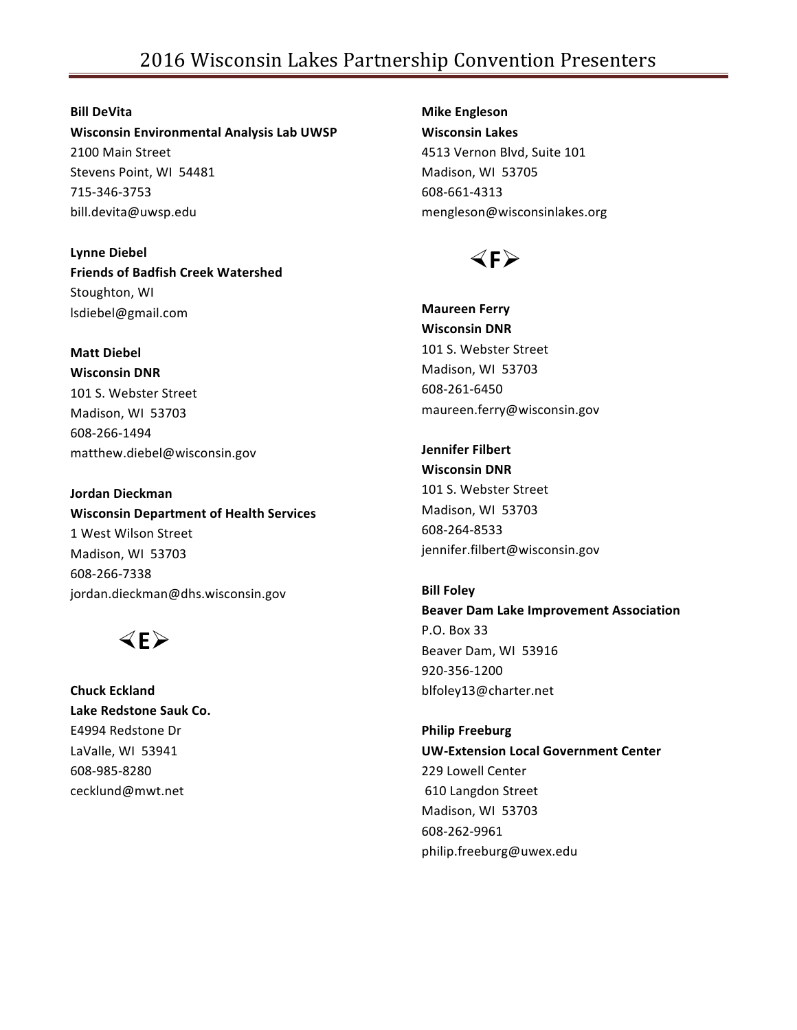**Bill DeVita**
**Wisconsin Environmental Analysis Lab UWSP**
2100 Main Street
Stevens Point, WI 54481
715-346-3753
bill.devita@uwsp.edu

**Lynne Diebel**
**Friends of Badfish Creek Watershed**
Stoughton, WI
lsdiebel@gmail.com

**Matt Diebel**
**Wisconsin DNR**
101 S. Webster Street
Madison, WI 53703
608-266-1494
matthew.diebel@wisconsin.gov

**Jordan Dieckman**
**Wisconsin Department of Health Services**
1 West Wilson Street
Madison, WI 53703
608-266-7338
jordan.dieckman@dhs.wisconsin.gov

## ≺E≻

**Chuck Eckland**
**Lake Redstone Sauk Co.**
E4994 Redstone Dr
LaValle, WI 53941
608-985-8280
cecklund@mwt.net

**Mike Engleson**
**Wisconsin Lakes**
4513 Vernon Blvd, Suite 101
Madison, WI 53705
608-661-4313
mengleson@wisconsinlakes.org

## ≺F≻

**Maureen Ferry**
**Wisconsin DNR**
101 S. Webster Street
Madison, WI 53703
608-261-6450
maureen.ferry@wisconsin.gov

**Jennifer Filbert**
**Wisconsin DNR**
101 S. Webster Street
Madison, WI 53703
608-264-8533
jennifer.filbert@wisconsin.gov

**Bill Foley**
**Beaver Dam Lake Improvement Association**
P.O. Box 33
Beaver Dam, WI 53916
920-356-1200
blfoley13@charter.net

**Philip Freeburg**
**UW-Extension Local Government Center**
229 Lowell Center
610 Langdon Street
Madison, WI 53703
608-262-9961
philip.freeburg@uwex.edu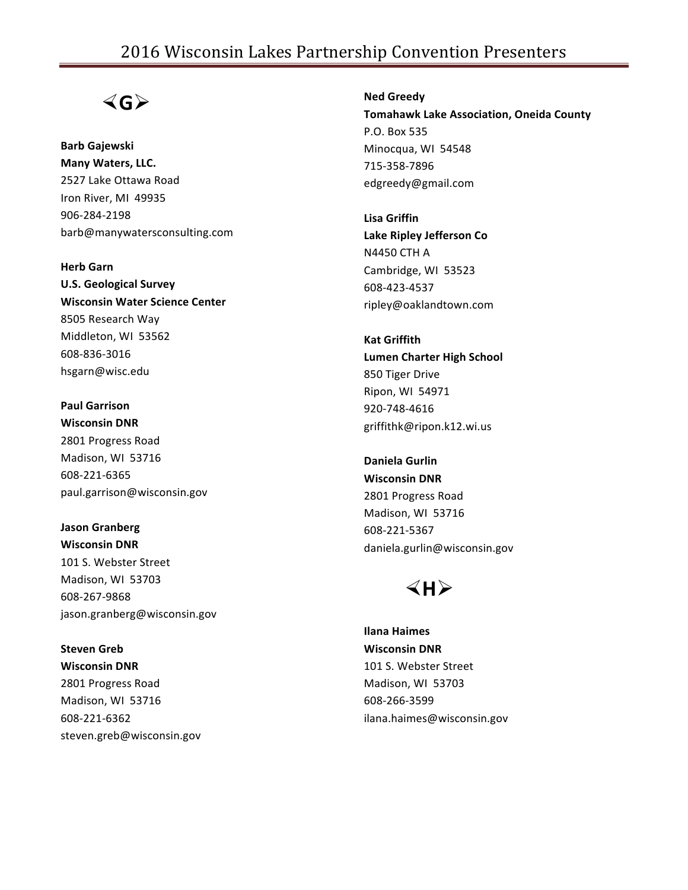## ≺G≻

**Barb Gajewski**
**Many Waters, LLC.**
2527 Lake Ottawa Road
Iron River, MI  49935
906-284-2198
barb@manywatersconsulting.com

**Herb Garn**
**U.S. Geological Survey**
**Wisconsin Water Science Center**
8505 Research Way
Middleton, WI  53562
608-836-3016
hsgarn@wisc.edu

**Paul Garrison**
**Wisconsin DNR**
2801 Progress Road
Madison, WI  53716
608-221-6365
paul.garrison@wisconsin.gov

**Jason Granberg**
**Wisconsin DNR**
101 S. Webster Street
Madison, WI  53703
608-267-9868
jason.granberg@wisconsin.gov

**Steven Greb**
**Wisconsin DNR**
2801 Progress Road
Madison, WI  53716
608-221-6362
steven.greb@wisconsin.gov

**Ned Greedy**
**Tomahawk Lake Association, Oneida County**
P.O. Box 535
Minocqua, WI  54548
715-358-7896
edgreedy@gmail.com

**Lisa Griffin**
**Lake Ripley Jefferson Co**
N4450 CTH A
Cambridge, WI  53523
608-423-4537
ripley@oaklandtown.com

**Kat Griffith**
**Lumen Charter High School**
850 Tiger Drive
Ripon, WI  54971
920-748-4616
griffithk@ripon.k12.wi.us

**Daniela Gurlin**
**Wisconsin DNR**
2801 Progress Road
Madison, WI  53716
608-221-5367
daniela.gurlin@wisconsin.gov

## ≺H≻

**Ilana Haimes**
**Wisconsin DNR**
101 S. Webster Street
Madison, WI  53703
608-266-3599
ilana.haimes@wisconsin.gov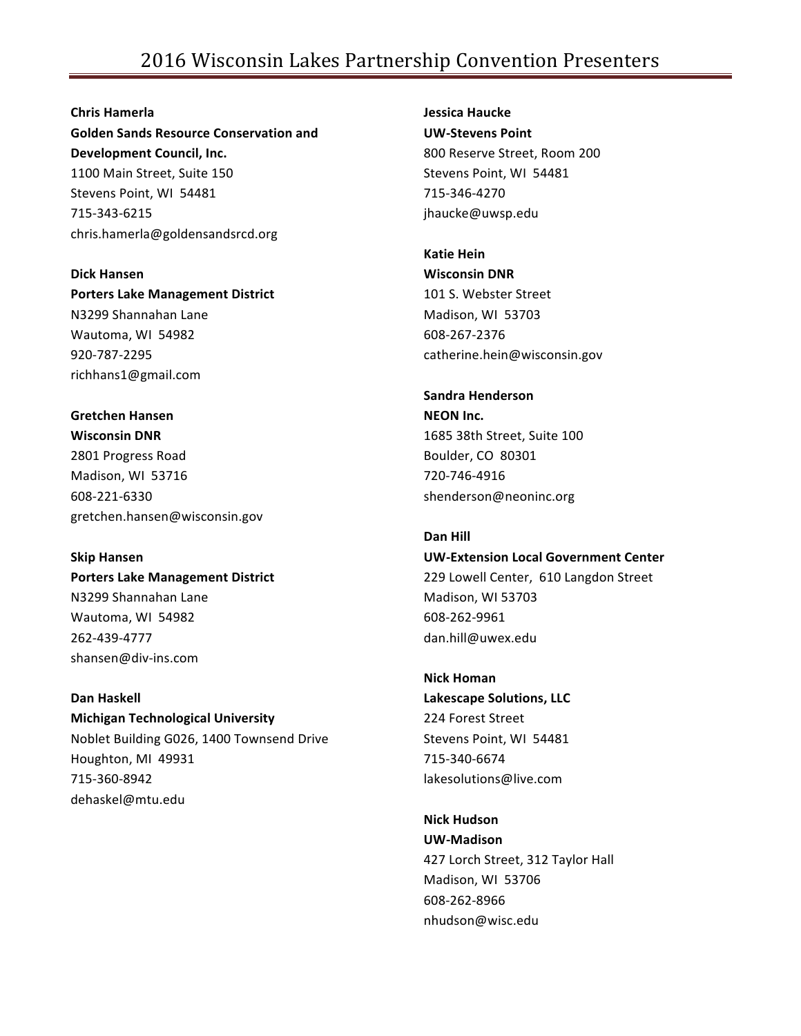**Chris Hamerla**
**Golden Sands Resource Conservation and Development Council, Inc.**
1100 Main Street, Suite 150
Stevens Point, WI 54481
715-343-6215
chris.hamerla@goldensandsrcd.org

**Dick Hansen**
**Porters Lake Management District**
N3299 Shannahan Lane
Wautoma, WI 54982
920-787-2295
richhans1@gmail.com

**Gretchen Hansen**
**Wisconsin DNR**
2801 Progress Road
Madison, WI 53716
608-221-6330
gretchen.hansen@wisconsin.gov

**Skip Hansen**
**Porters Lake Management District**
N3299 Shannahan Lane
Wautoma, WI 54982
262-439-4777
shansen@div-ins.com

**Dan Haskell**
**Michigan Technological University**
Noblet Building G026, 1400 Townsend Drive
Houghton, MI 49931
715-360-8942
dehaskel@mtu.edu

**Jessica Haucke**
**UW-Stevens Point**
800 Reserve Street, Room 200
Stevens Point, WI 54481
715-346-4270
jhaucke@uwsp.edu

**Katie Hein**
**Wisconsin DNR**
101 S. Webster Street
Madison, WI 53703
608-267-2376
catherine.hein@wisconsin.gov

**Sandra Henderson**
**NEON Inc.**
1685 38th Street, Suite 100
Boulder, CO 80301
720-746-4916
shenderson@neoninc.org

**Dan Hill**
**UW-Extension Local Government Center**
229 Lowell Center, 610 Langdon Street
Madison, WI 53703
608-262-9961
dan.hill@uwex.edu

**Nick Homan**
**Lakescape Solutions, LLC**
224 Forest Street
Stevens Point, WI 54481
715-340-6674
lakesolutions@live.com

**Nick Hudson**
**UW-Madison**
427 Lorch Street, 312 Taylor Hall
Madison, WI 53706
608-262-8966
nhudson@wisc.edu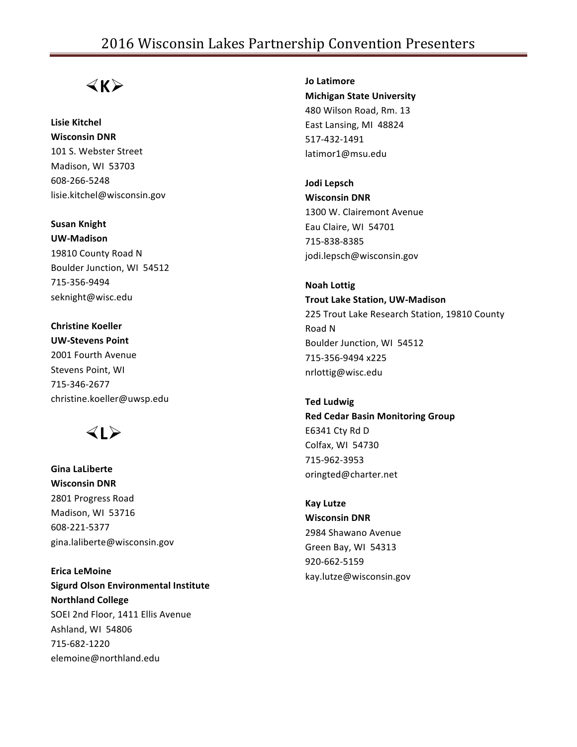## ≺K≻

**Lisie Kitchel**
**Wisconsin DNR**
101 S. Webster Street
Madison, WI 53703
608-266-5248
lisie.kitchel@wisconsin.gov

**Susan Knight**
**UW-Madison**
19810 County Road N
Boulder Junction, WI 54512
715-356-9494
seknight@wisc.edu

**Christine Koeller**
**UW-Stevens Point**
2001 Fourth Avenue
Stevens Point, WI
715-346-2677
christine.koeller@uwsp.edu

## ≺L≻

**Gina LaLiberte**
**Wisconsin DNR**
2801 Progress Road
Madison, WI 53716
608-221-5377
gina.laliberte@wisconsin.gov

**Erica LeMoine**
**Sigurd Olson Environmental Institute**
**Northland College**
SOEI 2nd Floor, 1411 Ellis Avenue
Ashland, WI 54806
715-682-1220
elemoine@northland.edu

**Jo Latimore**
**Michigan State University**
480 Wilson Road, Rm. 13
East Lansing, MI 48824
517-432-1491
latimor1@msu.edu

**Jodi Lepsch**
**Wisconsin DNR**
1300 W. Clairemont Avenue
Eau Claire, WI 54701
715-838-8385
jodi.lepsch@wisconsin.gov

**Noah Lottig**
**Trout Lake Station, UW-Madison**
225 Trout Lake Research Station, 19810 County Road N
Boulder Junction, WI 54512
715-356-9494 x225
nrlottig@wisc.edu

**Ted Ludwig**
**Red Cedar Basin Monitoring Group**
E6341 Cty Rd D
Colfax, WI 54730
715-962-3953
oringted@charter.net

**Kay Lutze**
**Wisconsin DNR**
2984 Shawano Avenue
Green Bay, WI 54313
920-662-5159
kay.lutze@wisconsin.gov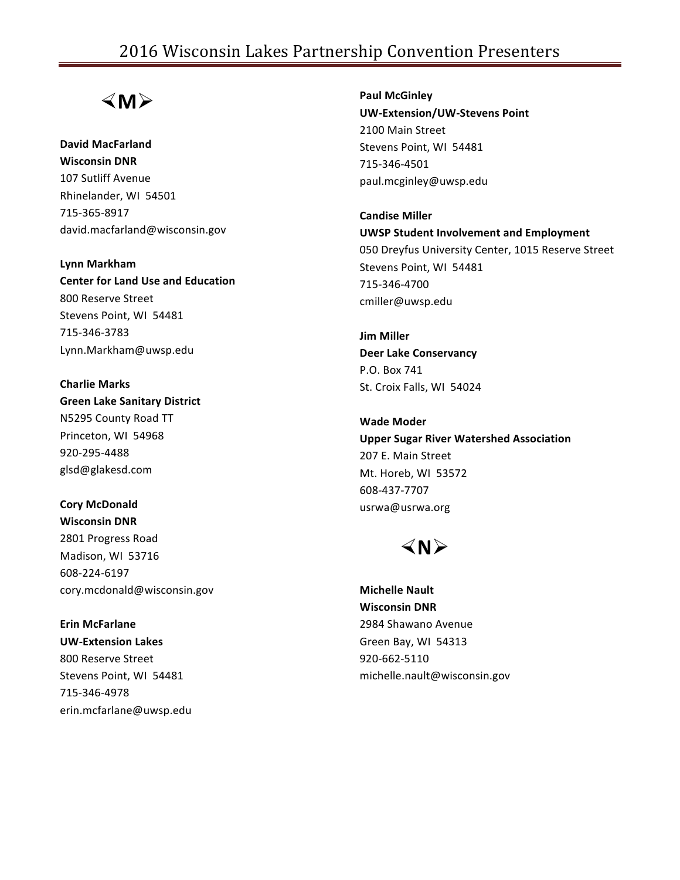## ≺M≻

**David MacFarland**
**Wisconsin DNR**
107 Sutliff Avenue
Rhinelander, WI 54501
715-365-8917
david.macfarland@wisconsin.gov

**Lynn Markham**
**Center for Land Use and Education**
800 Reserve Street
Stevens Point, WI 54481
715-346-3783
Lynn.Markham@uwsp.edu

**Charlie Marks**
**Green Lake Sanitary District**
N5295 County Road TT
Princeton, WI 54968
920-295-4488
glsd@glakesd.com

**Cory McDonald**
**Wisconsin DNR**
2801 Progress Road
Madison, WI 53716
608-224-6197
cory.mcdonald@wisconsin.gov

**Erin McFarlane**
**UW-Extension Lakes**
800 Reserve Street
Stevens Point, WI 54481
715-346-4978
erin.mcfarlane@uwsp.edu

**Paul McGinley**
**UW-Extension/UW-Stevens Point**
2100 Main Street
Stevens Point, WI 54481
715-346-4501
paul.mcginley@uwsp.edu

**Candise Miller**
**UWSP Student Involvement and Employment**
050 Dreyfus University Center, 1015 Reserve Street
Stevens Point, WI 54481
715-346-4700
cmiller@uwsp.edu

**Jim Miller**
**Deer Lake Conservancy**
P.O. Box 741
St. Croix Falls, WI 54024

**Wade Moder**
**Upper Sugar River Watershed Association**
207 E. Main Street
Mt. Horeb, WI 53572
608-437-7707
usrwa@usrwa.org

## ≺N≻

**Michelle Nault**
**Wisconsin DNR**
2984 Shawano Avenue
Green Bay, WI 54313
920-662-5110
michelle.nault@wisconsin.gov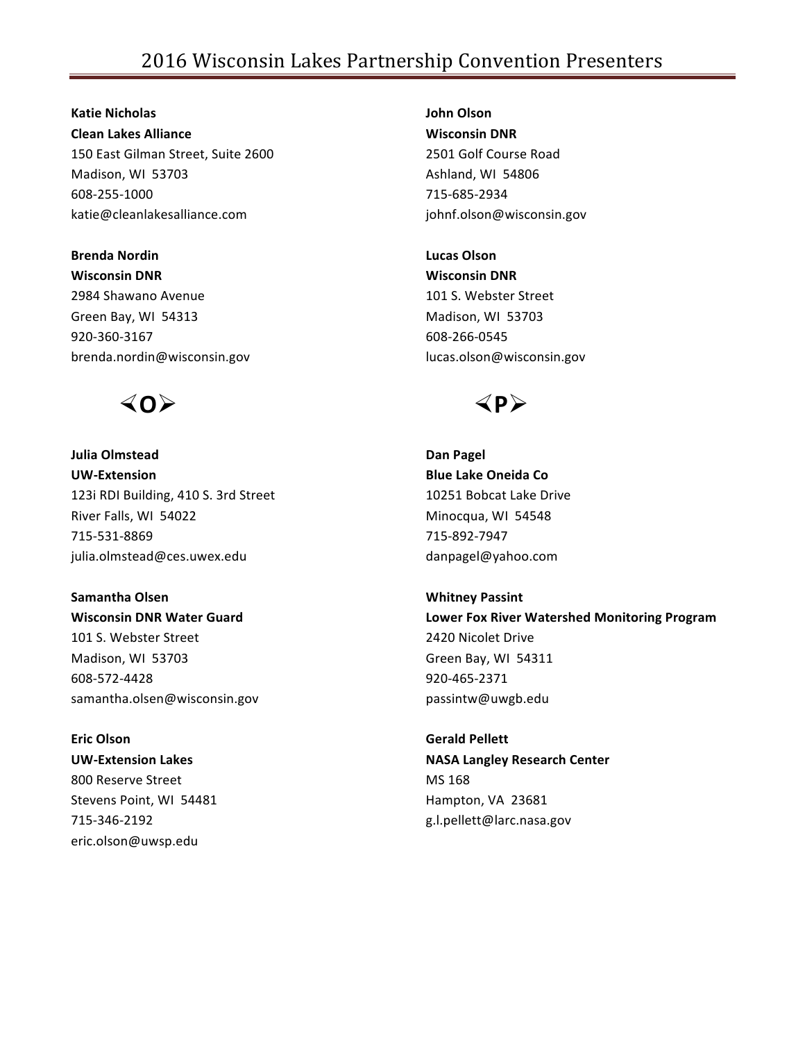**Katie Nicholas**
**Clean Lakes Alliance**
150 East Gilman Street, Suite 2600
Madison, WI 53703
608-255-1000
katie@cleanlakesalliance.com

**Brenda Nordin**
**Wisconsin DNR**
2984 Shawano Avenue
Green Bay, WI 54313
920-360-3167
brenda.nordin@wisconsin.gov

## ≺O≻

**Julia Olmstead**
**UW-Extension**
123i RDI Building, 410 S. 3rd Street
River Falls, WI 54022
715-531-8869
julia.olmstead@ces.uwex.edu

**Samantha Olsen**
**Wisconsin DNR Water Guard**
101 S. Webster Street
Madison, WI 53703
608-572-4428
samantha.olsen@wisconsin.gov

**Eric Olson**
**UW-Extension Lakes**
800 Reserve Street
Stevens Point, WI 54481
715-346-2192
eric.olson@uwsp.edu

**John Olson**
**Wisconsin DNR**
2501 Golf Course Road
Ashland, WI 54806
715-685-2934
johnf.olson@wisconsin.gov

**Lucas Olson**
**Wisconsin DNR**
101 S. Webster Street
Madison, WI 53703
608-266-0545
lucas.olson@wisconsin.gov

## ≺P≻

**Dan Pagel**
**Blue Lake Oneida Co**
10251 Bobcat Lake Drive
Minocqua, WI 54548
715-892-7947
danpagel@yahoo.com

**Whitney Passint**
**Lower Fox River Watershed Monitoring Program**
2420 Nicolet Drive
Green Bay, WI 54311
920-465-2371
passintw@uwgb.edu

**Gerald Pellett**
**NASA Langley Research Center**
MS 168
Hampton, VA 23681
g.l.pellett@larc.nasa.gov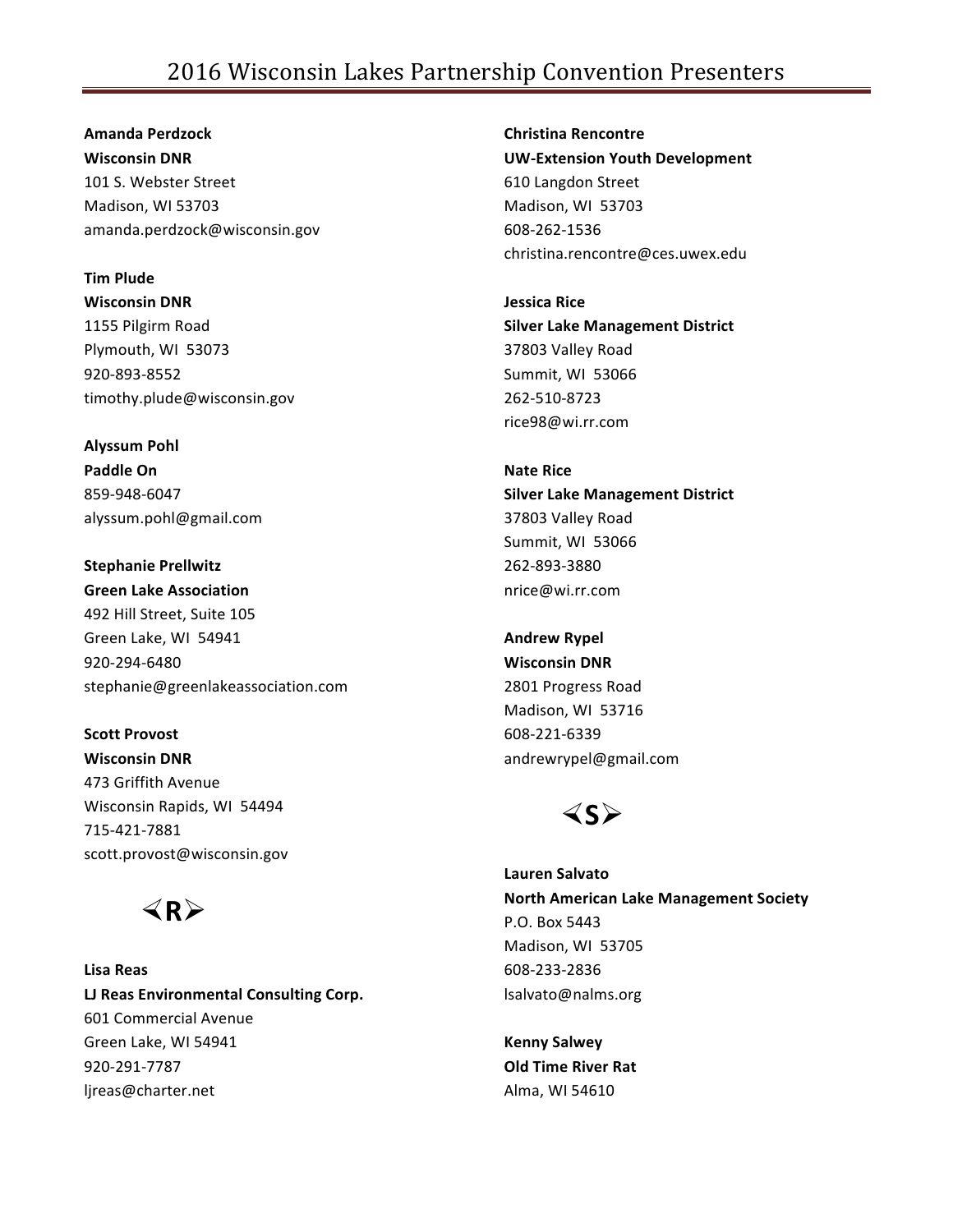**Amanda Perdzock**
**Wisconsin DNR**
101 S. Webster Street
Madison, WI 53703
amanda.perdzock@wisconsin.gov

**Tim Plude**
**Wisconsin DNR**
1155 Pilgirm Road
Plymouth, WI 53073
920-893-8552
timothy.plude@wisconsin.gov

**Alyssum Pohl**
**Paddle On**
859-948-6047
alyssum.pohl@gmail.com

**Stephanie Prellwitz**
**Green Lake Association**
492 Hill Street, Suite 105
Green Lake, WI 54941
920-294-6480
stephanie@greenlakeassociation.com

**Scott Provost**
**Wisconsin DNR**
473 Griffith Avenue
Wisconsin Rapids, WI 54494
715-421-7881
scott.provost@wisconsin.gov

## ⋞R⋟

**Lisa Reas**
**LJ Reas Environmental Consulting Corp.**
601 Commercial Avenue
Green Lake, WI 54941
920-291-7787
ljreas@charter.net

**Christina Rencontre**
**UW-Extension Youth Development**
610 Langdon Street
Madison, WI 53703
608-262-1536
christina.rencontre@ces.uwex.edu

**Jessica Rice**
**Silver Lake Management District**
37803 Valley Road
Summit, WI 53066
262-510-8723
rice98@wi.rr.com

**Nate Rice**
**Silver Lake Management District**
37803 Valley Road
Summit, WI 53066
262-893-3880
nrice@wi.rr.com

**Andrew Rypel**
**Wisconsin DNR**
2801 Progress Road
Madison, WI 53716
608-221-6339
andrewrypel@gmail.com

## ⋞S⋟

**Lauren Salvato**
**North American Lake Management Society**
P.O. Box 5443
Madison, WI 53705
608-233-2836
lsalvato@nalms.org

**Kenny Salwey**
**Old Time River Rat**
Alma, WI 54610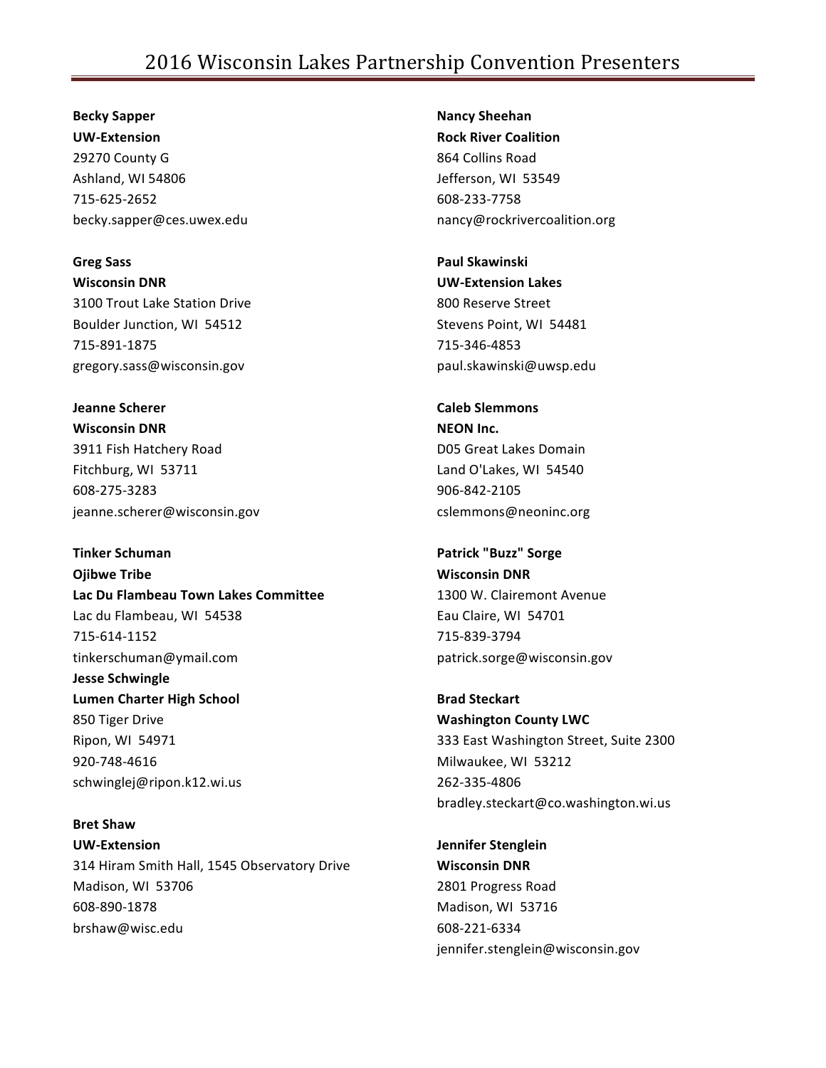# 2016 Wisconsin Lakes Partnership Convention Presenters

**Becky Sapper**
**UW-Extension**
29270 County G
Ashland, WI 54806
715-625-2652
becky.sapper@ces.uwex.edu

**Greg Sass**
**Wisconsin DNR**
3100 Trout Lake Station Drive
Boulder Junction, WI 54512
715-891-1875
gregory.sass@wisconsin.gov

**Jeanne Scherer**
**Wisconsin DNR**
3911 Fish Hatchery Road
Fitchburg, WI 53711
608-275-3283
jeanne.scherer@wisconsin.gov

**Tinker Schuman**
**Ojibwe Tribe**
**Lac Du Flambeau Town Lakes Committee**
Lac du Flambeau, WI 54538
715-614-1152
tinkerschuman@ymail.com

**Jesse Schwingle**
**Lumen Charter High School**
850 Tiger Drive
Ripon, WI 54971
920-748-4616
schwinglej@ripon.k12.wi.us

**Bret Shaw**
**UW-Extension**
314 Hiram Smith Hall, 1545 Observatory Drive
Madison, WI 53706
608-890-1878
brshaw@wisc.edu

**Nancy Sheehan**
**Rock River Coalition**
864 Collins Road
Jefferson, WI 53549
608-233-7758
nancy@rockrivercoalition.org

**Paul Skawinski**
**UW-Extension Lakes**
800 Reserve Street
Stevens Point, WI 54481
715-346-4853
paul.skawinski@uwsp.edu

**Caleb Slemmons**
**NEON Inc.**
D05 Great Lakes Domain
Land O'Lakes, WI 54540
906-842-2105
cslemmons@neoninc.org

**Patrick "Buzz" Sorge**
**Wisconsin DNR**
1300 W. Clairemont Avenue
Eau Claire, WI 54701
715-839-3794
patrick.sorge@wisconsin.gov

**Brad Steckart**
**Washington County LWC**
333 East Washington Street, Suite 2300
Milwaukee, WI 53212
262-335-4806
bradley.steckart@co.washington.wi.us

**Jennifer Stenglein**
**Wisconsin DNR**
2801 Progress Road
Madison, WI 53716
608-221-6334
jennifer.stenglein@wisconsin.gov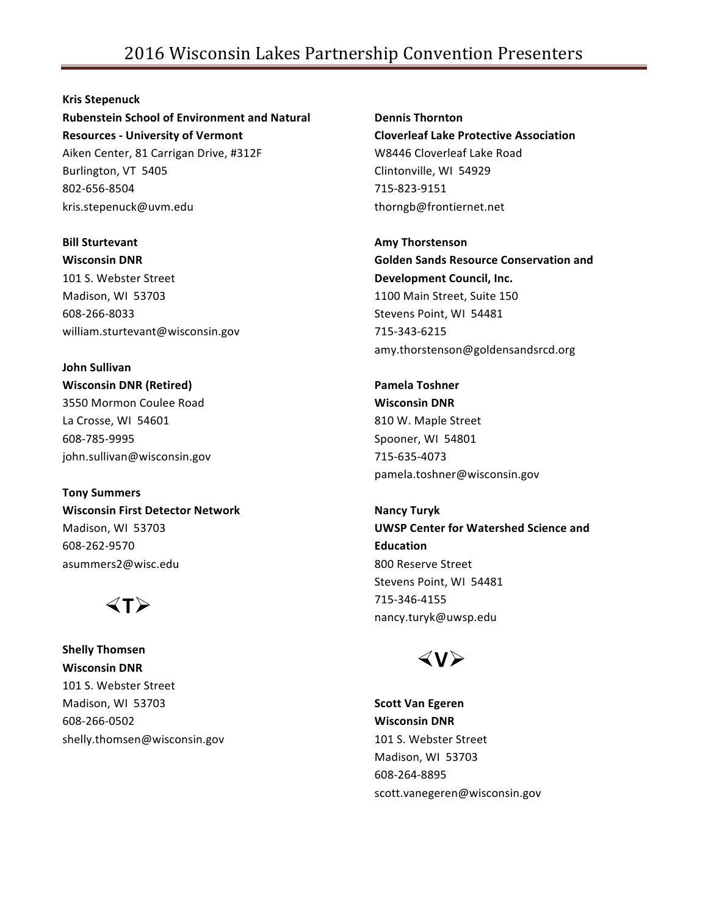**Kris Stepenuck**
**Rubenstein School of Environment and Natural Resources - University of Vermont**
Aiken Center, 81 Carrigan Drive, #312F
Burlington, VT 5405
802-656-8504
kris.stepenuck@uvm.edu

**Bill Sturtevant**
**Wisconsin DNR**
101 S. Webster Street
Madison, WI 53703
608-266-8033
william.sturtevant@wisconsin.gov

**John Sullivan**
**Wisconsin DNR (Retired)**
3550 Mormon Coulee Road
La Crosse, WI 54601
608-785-9995
john.sullivan@wisconsin.gov

**Tony Summers**
**Wisconsin First Detector Network**
Madison, WI 53703
608-262-9570
asummers2@wisc.edu

## ≺T≻

**Shelly Thomsen**
**Wisconsin DNR**
101 S. Webster Street
Madison, WI 53703
608-266-0502
shelly.thomsen@wisconsin.gov

**Dennis Thornton**
**Cloverleaf Lake Protective Association**
W8446 Cloverleaf Lake Road
Clintonville, WI 54929
715-823-9151
thorngb@frontiernet.net

**Amy Thorstenson**
**Golden Sands Resource Conservation and Development Council, Inc.**
1100 Main Street, Suite 150
Stevens Point, WI 54481
715-343-6215
amy.thorstenson@goldensandsrcd.org

**Pamela Toshner**
**Wisconsin DNR**
810 W. Maple Street
Spooner, WI 54801
715-635-4073
pamela.toshner@wisconsin.gov

**Nancy Turyk**
**UWSP Center for Watershed Science and Education**
800 Reserve Street
Stevens Point, WI 54481
715-346-4155
nancy.turyk@uwsp.edu

## ≺V≻

**Scott Van Egeren**
**Wisconsin DNR**
101 S. Webster Street
Madison, WI 53703
608-264-8895
scott.vanegeren@wisconsin.gov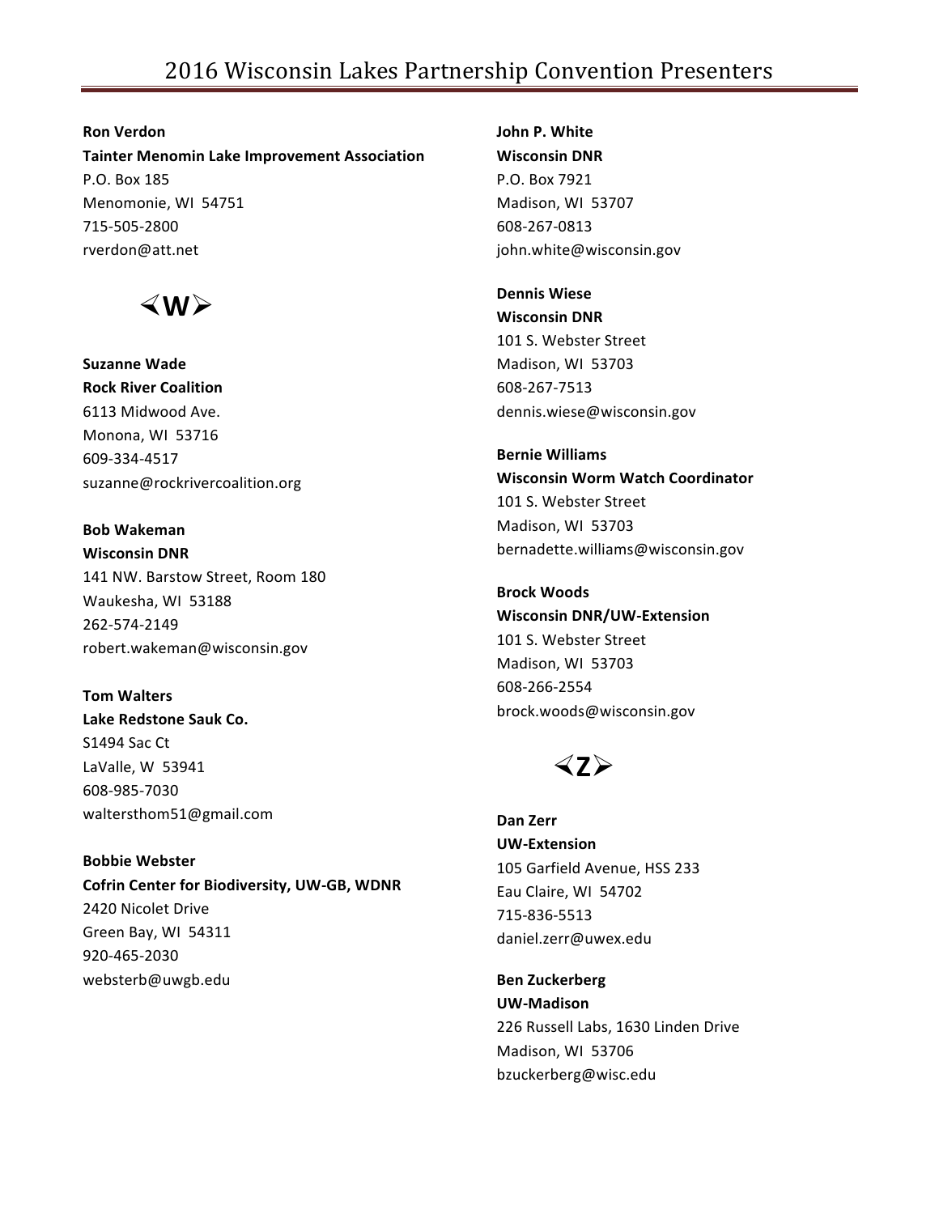**Ron Verdon**
**Tainter Menomin Lake Improvement Association**
P.O. Box 185
Menomonie, WI 54751
715-505-2800
rverdon@att.net

## ≺W≻

**Suzanne Wade**
**Rock River Coalition**
6113 Midwood Ave.
Monona, WI 53716
609-334-4517
suzanne@rockrivercoalition.org

**Bob Wakeman**
**Wisconsin DNR**
141 NW. Barstow Street, Room 180
Waukesha, WI 53188
262-574-2149
robert.wakeman@wisconsin.gov

**Tom Walters**
**Lake Redstone Sauk Co.**
S1494 Sac Ct
LaValle, W 53941
608-985-7030
waltersthom51@gmail.com

**Bobbie Webster**
**Cofrin Center for Biodiversity, UW-GB, WDNR**
2420 Nicolet Drive
Green Bay, WI 54311
920-465-2030
websterb@uwgb.edu

**John P. White**
**Wisconsin DNR**
P.O. Box 7921
Madison, WI 53707
608-267-0813
john.white@wisconsin.gov

**Dennis Wiese**
**Wisconsin DNR**
101 S. Webster Street
Madison, WI 53703
608-267-7513
dennis.wiese@wisconsin.gov

**Bernie Williams**
**Wisconsin Worm Watch Coordinator**
101 S. Webster Street
Madison, WI 53703
bernadette.williams@wisconsin.gov

**Brock Woods**
**Wisconsin DNR/UW-Extension**
101 S. Webster Street
Madison, WI 53703
608-266-2554
brock.woods@wisconsin.gov

## ≺Z≻

**Dan Zerr**
**UW-Extension**
105 Garfield Avenue, HSS 233
Eau Claire, WI 54702
715-836-5513
daniel.zerr@uwex.edu

**Ben Zuckerberg**
**UW-Madison**
226 Russell Labs, 1630 Linden Drive
Madison, WI 53706
bzuckerberg@wisc.edu